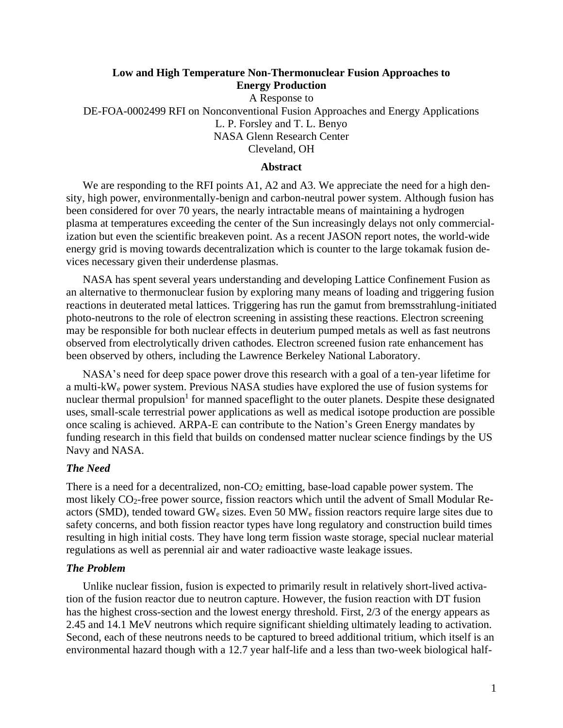**Low and High Temperature Non-Thermonuclear Fusion Approaches to Energy Production**

A Response to

DE-FOA-0002499 RFI on Nonconventional Fusion Approaches and Energy Applications

L. P. Forsley and T. L. Benyo

NASA Glenn Research Center

Cleveland, OH

**Abstract**

We are responding to the RFI points A1, A2 and A3. We appreciate the need for a high density, high power, environmentally-benign and carbon-neutral power system. Although fusion has been considered for over 70 years, the nearly intractable means of maintaining a hydrogen plasma at temperatures exceeding the center of the Sun increasingly delays not only commercialization but even the scientific breakeven point. As a recent JASON report notes, the world-wide energy grid is moving towards decentralization which is counter to the large tokamak fusion devices necessary given their underdense plasmas.

NASA has spent several years understanding and developing Lattice Confinement Fusion as an alternative to thermonuclear fusion by exploring many means of loading and triggering fusion reactions in deuterated metal lattices. Triggering has run the gamut from bremsstrahlung-initiated photo-neutrons to the role of electron screening in assisting these reactions. Electron screening may be responsible for both nuclear effects in deuterium pumped metals as well as fast neutrons observed from electrolytically driven cathodes. Electron screened fusion rate enhancement has been observed by others, including the Lawrence Berkeley National Laboratory.

NASA's need for deep space power drove this research with a goal of a ten-year lifetime for a multi-$kW_e$ power system. Previous NASA studies have explored the use of fusion systems for nuclear thermal propulsion[1] for manned spaceflight to the outer planets. Despite these designated uses, small-scale terrestrial power applications as well as medical isotope production are possible once scaling is achieved. ARPA-E can contribute to the Nation's Green Energy mandates by funding research in this field that builds on condensed matter nuclear science findings by the US Navy and NASA.

### *The Need*

There is a need for a decentralized, non-$CO_2$ emitting, base-load capable power system. The most likely $CO_2$-free power source, fission reactors which until the advent of Small Modular Reactors (SMD), tended toward $GW_e$ sizes. Even 50 $MW_e$ fission reactors require large sites due to safety concerns, and both fission reactor types have long regulatory and construction build times resulting in high initial costs. They have long term fission waste storage, special nuclear material regulations as well as perennial air and water radioactive waste leakage issues.

### *The Problem*

Unlike nuclear fission, fusion is expected to primarily result in relatively short-lived activation of the fusion reactor due to neutron capture. However, the fusion reaction with DT fusion has the highest cross-section and the lowest energy threshold. First, 2/3 of the energy appears as 2.45 and 14.1 MeV neutrons which require significant shielding ultimately leading to activation. Second, each of these neutrons needs to be captured to breed additional tritium, which itself is an environmental hazard though with a 12.7 year half-life and a less than two-week biological half-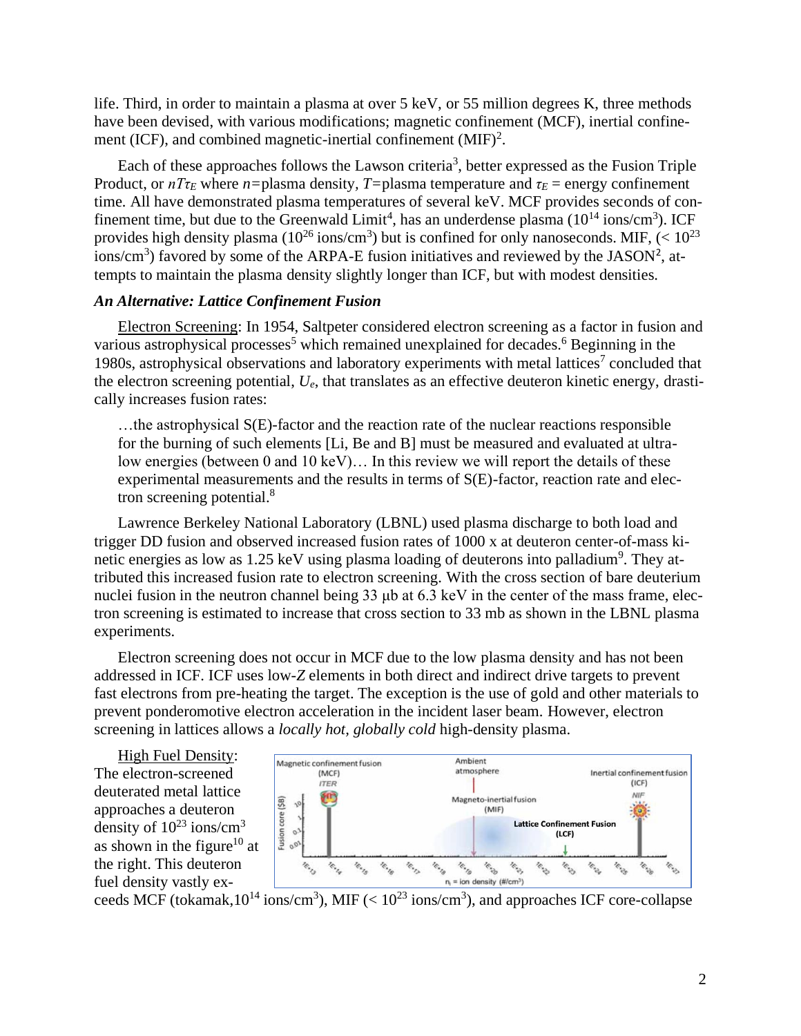life. Third, in order to maintain a plasma at over 5 keV, or 55 million degrees K, three methods have been devised, with various modifications; magnetic confinement (MCF), inertial confinement (ICF), and combined magnetic-inertial confinement (MIF)[2].

Each of these approaches follows the Lawson criteria[3], better expressed as the Fusion Triple Product, or $nT\tau_E$ where $n$=plasma density, $T$=plasma temperature and $\tau_E$ = energy confinement time. All have demonstrated plasma temperatures of several keV. MCF provides seconds of confinement time, but due to the Greenwald Limit[4], has an underdense plasma ($10^{14}$ ions/cm$^3$). ICF provides high density plasma ($10^{26}$ ions/cm$^3$) but is confined for only nanoseconds. MIF, ($< 10^{23}$ ions/cm$^3$) favored by some of the ARPA-E fusion initiatives and reviewed by the JASON[2], attempts to maintain the plasma density slightly longer than ICF, but with modest densities.

### *An Alternative: Lattice Confinement Fusion*

Electron Screening: In 1954, Saltpeter considered electron screening as a factor in fusion and various astrophysical processes[5] which remained unexplained for decades.[6] Beginning in the 1980s, astrophysical observations and laboratory experiments with metal lattices[7] concluded that the electron screening potential, $U_e$, that translates as an effective deuteron kinetic energy, drastically increases fusion rates:

> …the astrophysical S(E)-factor and the reaction rate of the nuclear reactions responsible for the burning of such elements [Li, Be and B] must be measured and evaluated at ultra-low energies (between 0 and 10 keV)… In this review we will report the details of these experimental measurements and the results in terms of S(E)-factor, reaction rate and electron screening potential.[8]

Lawrence Berkeley National Laboratory (LBNL) used plasma discharge to both load and trigger DD fusion and observed increased fusion rates of 1000 x at deuteron center-of-mass kinetic energies as low as 1.25 keV using plasma loading of deuterons into palladium[9]. They attributed this increased fusion rate to electron screening. With the cross section of bare deuterium nuclei fusion in the neutron channel being 33 μb at 6.3 keV in the center of the mass frame, electron screening is estimated to increase that cross section to 33 mb as shown in the LBNL plasma experiments.

Electron screening does not occur in MCF due to the low plasma density and has not been addressed in ICF. ICF uses low-$Z$ elements in both direct and indirect drive targets to prevent fast electrons from pre-heating the target. The exception is the use of gold and other materials to prevent ponderomotive electron acceleration in the incident laser beam. However, electron screening in lattices allows a *locally hot, globally cold* high-density plasma.

High Fuel Density: The electron-screened deuterated metal lattice approaches a deuteron density of $10^{23}$ ions/cm$^3$ as shown in the figure[10] at the right. This deuteron fuel density vastly exceeds MCF (tokamak, $10^{14}$ ions/cm$^3$), MIF ($< 10^{23}$ ions/cm$^3$), and approaches ICF core-collapse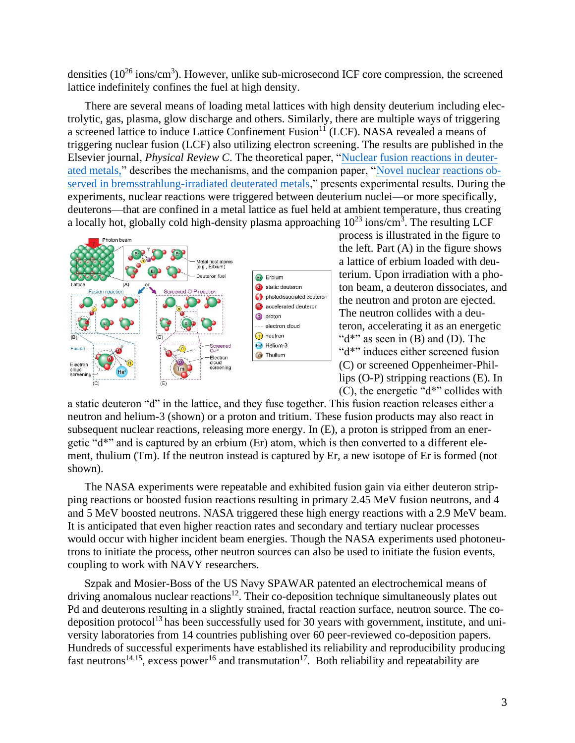densities ($10^{26}$ ions/cm$^3$). However, unlike sub-microsecond ICF core compression, the screened lattice indefinitely confines the fuel at high density.

There are several means of loading metal lattices with high density deuterium including electrolytic, gas, plasma, glow discharge and others. Similarly, there are multiple ways of triggering a screened lattice to induce Lattice Confinement Fusion[11] (LCF). NASA revealed a means of triggering nuclear fusion (LCF) also utilizing electron screening. The results are published in the Elsevier journal, *Physical Review C*. The theoretical paper, "Nuclear fusion reactions in deuterated metals," describes the mechanisms, and the companion paper, "Novel nuclear reactions observed in bremsstrahlung-irradiated deuterated metals," presents experimental results. During the experiments, nuclear reactions were triggered between deuterium nuclei—or more specifically, deuterons—that are confined in a metal lattice as fuel held at ambient temperature, thus creating a locally hot, globally cold high-density plasma approaching $10^{23}$ ions/cm$^3$. The resulting LCF process is illustrated in the figure to the left. Part (A) in the figure shows a lattice of erbium loaded with deuterium. Upon irradiation with a photon beam, a deuteron dissociates, and the neutron and proton are ejected. The neutron collides with a deuteron, accelerating it as an energetic "d*" as seen in (B) and (D). The "d*" induces either screened fusion (C) or screened Oppenheimer-Phillips (O-P) stripping reactions (E). In (C), the energetic "d*" collides with a static deuteron "d" in the lattice, and they fuse together. This fusion reaction releases either a neutron and helium-3 (shown) or a proton and tritium. These fusion products may also react in subsequent nuclear reactions, releasing more energy. In (E), a proton is stripped from an energetic "d*" and is captured by an erbium (Er) atom, which is then converted to a different element, thulium (Tm). If the neutron instead is captured by Er, a new isotope of Er is formed (not shown).

The NASA experiments were repeatable and exhibited fusion gain via either deuteron stripping reactions or boosted fusion reactions resulting in primary 2.45 MeV fusion neutrons, and 4 and 5 MeV boosted neutrons. NASA triggered these high energy reactions with a 2.9 MeV beam. It is anticipated that even higher reaction rates and secondary and tertiary nuclear processes would occur with higher incident beam energies. Though the NASA experiments used photoneutrons to initiate the process, other neutron sources can also be used to initiate the fusion events, coupling to work with NAVY researchers.

Szpak and Mosier-Boss of the US Navy SPAWAR patented an electrochemical means of driving anomalous nuclear reactions[12]. Their co-deposition technique simultaneously plates out Pd and deuterons resulting in a slightly strained, fractal reaction surface, neutron source. The co-deposition protocol[13] has been successfully used for 30 years with government, institute, and university laboratories from 14 countries publishing over 60 peer-reviewed co-deposition papers. Hundreds of successful experiments have established its reliability and reproducibility producing fast neutrons[14,15], excess power[16] and transmutation[17]. Both reliability and repeatability are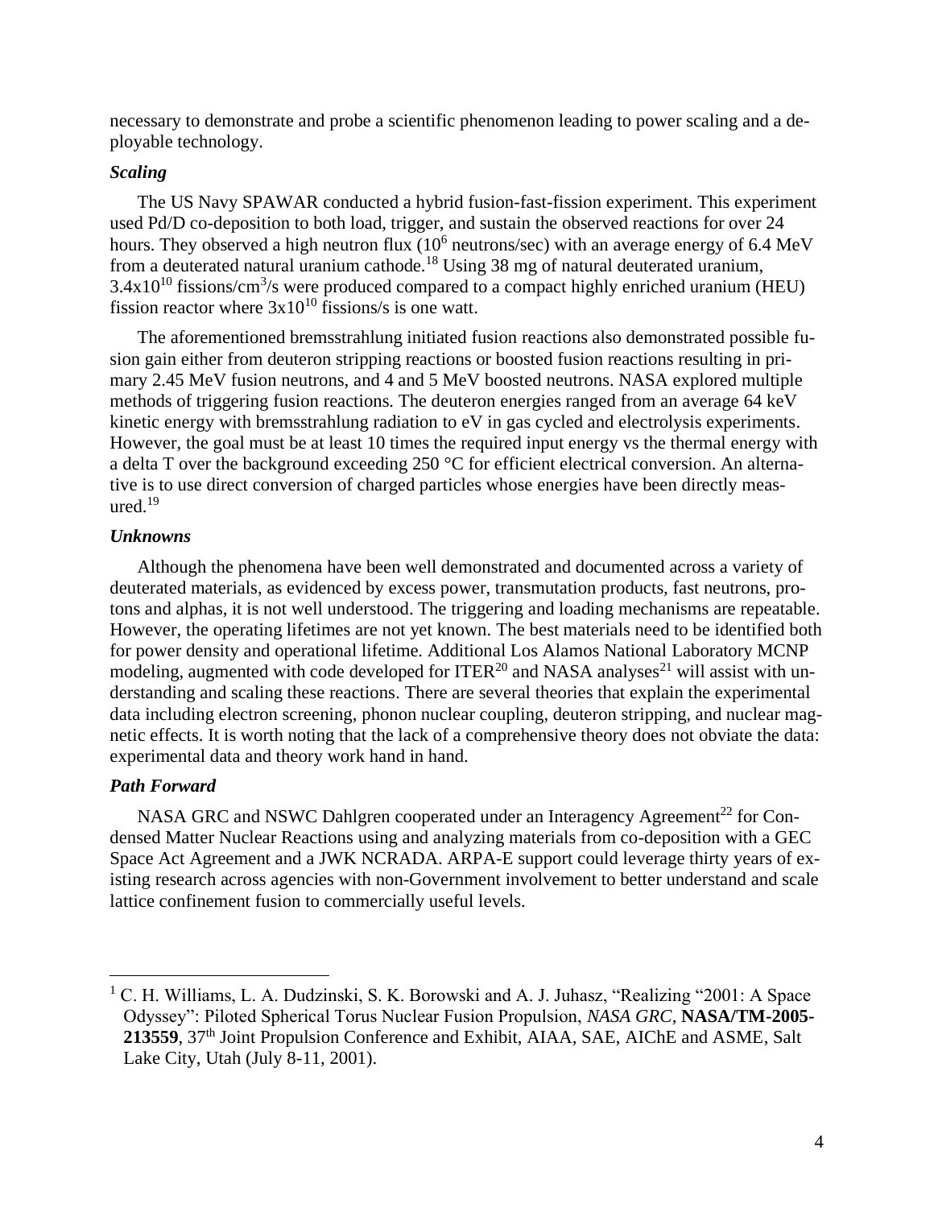necessary to demonstrate and probe a scientific phenomenon leading to power scaling and a deployable technology.

### *Scaling*

The US Navy SPAWAR conducted a hybrid fusion-fast-fission experiment. This experiment used Pd/D co-deposition to both load, trigger, and sustain the observed reactions for over 24 hours. They observed a high neutron flux ($10^6$ neutrons/sec) with an average energy of 6.4 MeV from a deuterated natural uranium cathode.[18] Using 38 mg of natural deuterated uranium, $3.4\times10^{10}$ fissions/cm$^3$/s were produced compared to a compact highly enriched uranium (HEU) fission reactor where $3\times10^{10}$ fissions/s is one watt.

The aforementioned bremsstrahlung initiated fusion reactions also demonstrated possible fusion gain either from deuteron stripping reactions or boosted fusion reactions resulting in primary 2.45 MeV fusion neutrons, and 4 and 5 MeV boosted neutrons. NASA explored multiple methods of triggering fusion reactions. The deuteron energies ranged from an average 64 keV kinetic energy with bremsstrahlung radiation to eV in gas cycled and electrolysis experiments. However, the goal must be at least 10 times the required input energy vs the thermal energy with a delta T over the background exceeding 250 °C for efficient electrical conversion. An alternative is to use direct conversion of charged particles whose energies have been directly measured.[19]

### *Unknowns*

Although the phenomena have been well demonstrated and documented across a variety of deuterated materials, as evidenced by excess power, transmutation products, fast neutrons, protons and alphas, it is not well understood. The triggering and loading mechanisms are repeatable. However, the operating lifetimes are not yet known. The best materials need to be identified both for power density and operational lifetime. Additional Los Alamos National Laboratory MCNP modeling, augmented with code developed for ITER[20] and NASA analyses[21] will assist with understanding and scaling these reactions. There are several theories that explain the experimental data including electron screening, phonon nuclear coupling, deuteron stripping, and nuclear magnetic effects. It is worth noting that the lack of a comprehensive theory does not obviate the data: experimental data and theory work hand in hand.

### *Path Forward*

NASA GRC and NSWC Dahlgren cooperated under an Interagency Agreement[22] for Condensed Matter Nuclear Reactions using and analyzing materials from co-deposition with a GEC Space Act Agreement and a JWK NCRADA. ARPA-E support could leverage thirty years of existing research across agencies with non-Government involvement to better understand and scale lattice confinement fusion to commercially useful levels.

---

[1] C. H. Williams, L. A. Dudzinski, S. K. Borowski and A. J. Juhasz, "Realizing "2001: A Space Odyssey": Piloted Spherical Torus Nuclear Fusion Propulsion, *NASA GRC*, **NASA/TM-2005-213559**, 37th Joint Propulsion Conference and Exhibit, AIAA, SAE, AIChE and ASME, Salt Lake City, Utah (July 8-11, 2001).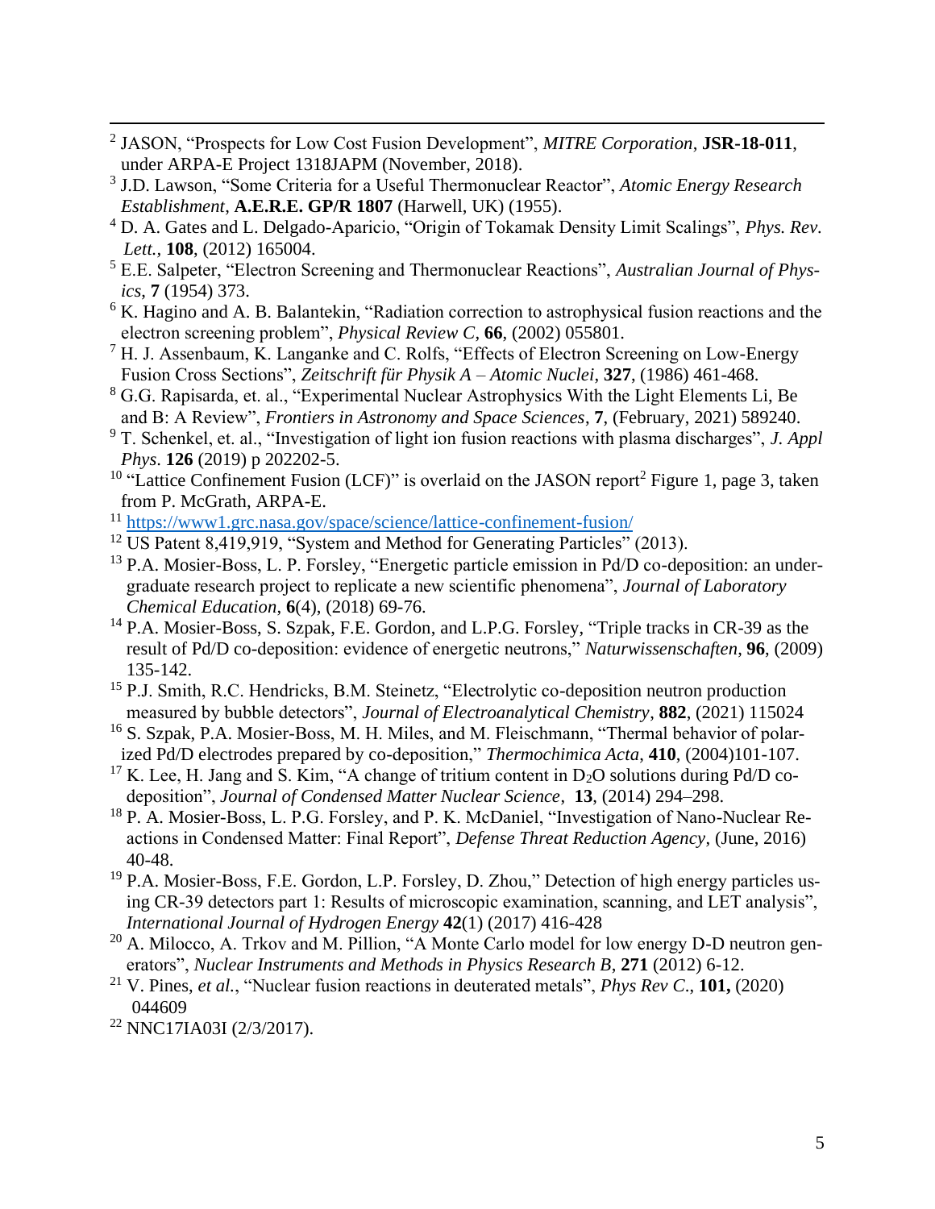[2] JASON, "Prospects for Low Cost Fusion Development", *MITRE Corporation*, **JSR-18-011**, under ARPA-E Project 1318JAPM (November, 2018).

[3] J.D. Lawson, "Some Criteria for a Useful Thermonuclear Reactor", *Atomic Energy Research Establishment*, **A.E.R.E. GP/R 1807** (Harwell, UK) (1955).

[4] D. A. Gates and L. Delgado-Aparicio, "Origin of Tokamak Density Limit Scalings", *Phys. Rev. Lett.*, **108**, (2012) 165004.

[5] E.E. Salpeter, "Electron Screening and Thermonuclear Reactions", *Australian Journal of Physics*, **7** (1954) 373.

[6] K. Hagino and A. B. Balantekin, "Radiation correction to astrophysical fusion reactions and the electron screening problem", *Physical Review C*, **66**, (2002) 055801.

[7] H. J. Assenbaum, K. Langanke and C. Rolfs, "Effects of Electron Screening on Low-Energy Fusion Cross Sections", *Zeitschrift für Physik A – Atomic Nuclei*, **327**, (1986) 461-468.

[8] G.G. Rapisarda, et. al., "Experimental Nuclear Astrophysics With the Light Elements Li, Be and B: A Review", *Frontiers in Astronomy and Space Sciences*, **7**, (February, 2021) 589240.

[9] T. Schenkel, et. al., "Investigation of light ion fusion reactions with plasma discharges", *J. Appl Phys*. **126** (2019) p 202202-5.

[10] "Lattice Confinement Fusion (LCF)" is overlaid on the JASON report[2] Figure 1, page 3, taken from P. McGrath, ARPA-E.

[11] https://www1.grc.nasa.gov/space/science/lattice-confinement-fusion/

[12] US Patent 8,419,919, "System and Method for Generating Particles" (2013).

[13] P.A. Mosier-Boss, L. P. Forsley, "Energetic particle emission in Pd/D co-deposition: an undergraduate research project to replicate a new scientific phenomena", *Journal of Laboratory Chemical Education*, **6**(4), (2018) 69-76.

[14] P.A. Mosier-Boss, S. Szpak, F.E. Gordon, and L.P.G. Forsley, "Triple tracks in CR-39 as the result of Pd/D co-deposition: evidence of energetic neutrons," *Naturwissenschaften*, **96**, (2009) 135-142.

[15] P.J. Smith, R.C. Hendricks, B.M. Steinetz, "Electrolytic co-deposition neutron production measured by bubble detectors", *Journal of Electroanalytical Chemistry*, **882**, (2021) 115024

[16] S. Szpak, P.A. Mosier-Boss, M. H. Miles, and M. Fleischmann, "Thermal behavior of polarized Pd/D electrodes prepared by co-deposition," *Thermochimica Acta*, **410**, (2004)101-107.

[17] K. Lee, H. Jang and S. Kim, "A change of tritium content in $D_2O$ solutions during Pd/D co-deposition", *Journal of Condensed Matter Nuclear Science*, **13**, (2014) 294–298.

[18] P. A. Mosier-Boss, L. P.G. Forsley, and P. K. McDaniel, "Investigation of Nano-Nuclear Reactions in Condensed Matter: Final Report", *Defense Threat Reduction Agency*, (June, 2016) 40-48.

[19] P.A. Mosier-Boss, F.E. Gordon, L.P. Forsley, D. Zhou," Detection of high energy particles using CR-39 detectors part 1: Results of microscopic examination, scanning, and LET analysis", *International Journal of Hydrogen Energy* **42**(1) (2017) 416-428

[20] A. Milocco, A. Trkov and M. Pillion, "A Monte Carlo model for low energy D-D neutron generators", *Nuclear Instruments and Methods in Physics Research B*, **271** (2012) 6-12.

[21] V. Pines, *et al.*, "Nuclear fusion reactions in deuterated metals", *Phys Rev C*., **101,** (2020) 044609

[22] NNC17IA03I (2/3/2017).